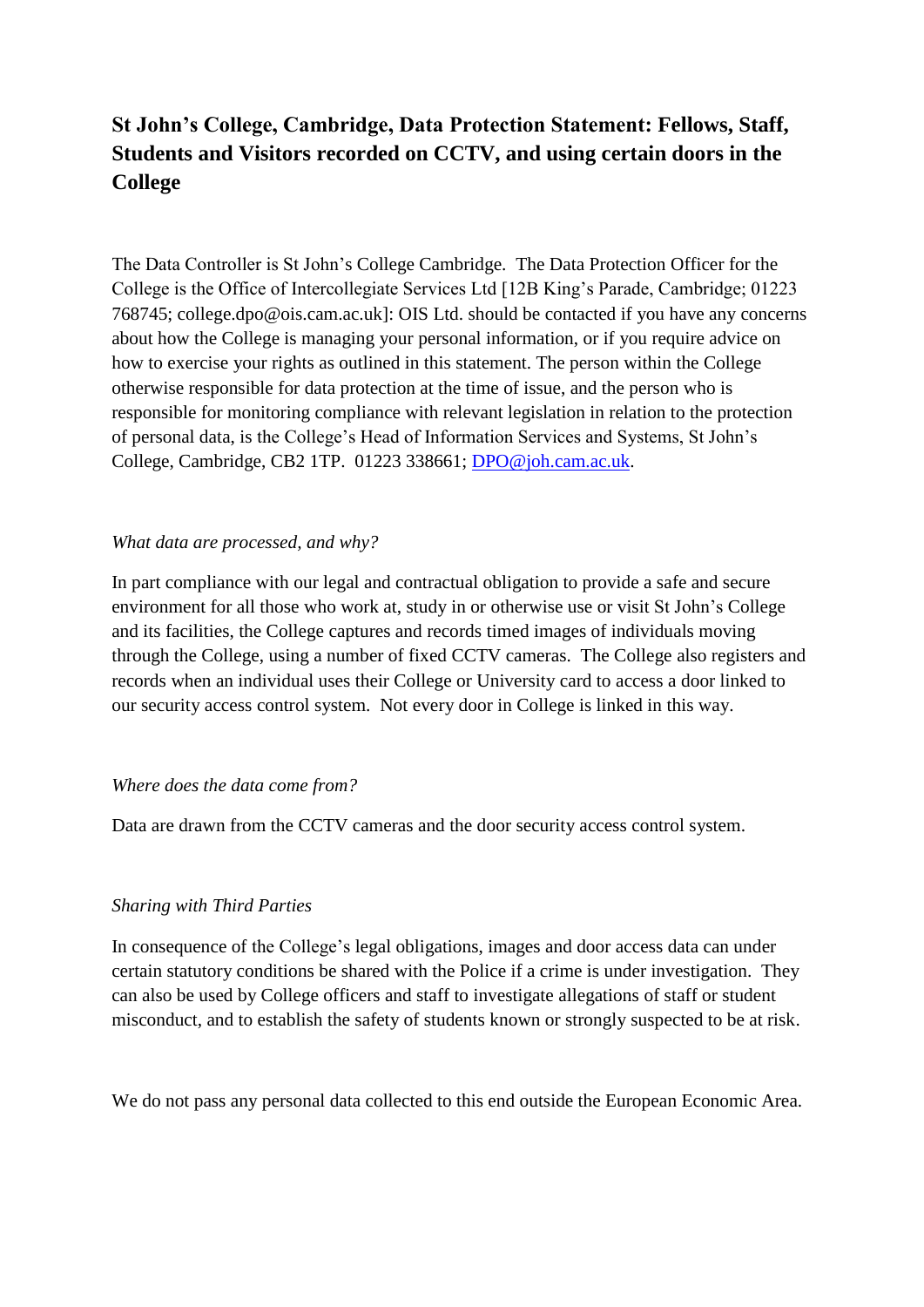# St John's College, Cambridge, Data Protection Statement: Fellows, Staff, Students and Visitors recorded on CCTV, and using certain doors in the College

The Data Controller is St John's College Cambridge. The Data Protection Officer for the College is the Office of Intercollegiate Services Ltd [12B King's Parade, Cambridge; 01223 768745; college.dpo@ois.cam.ac.uk]: OIS Ltd. should be contacted if you have any concerns about how the College is managing your personal information, or if you require advice on how to exercise your rights as outlined in this statement. The person within the College otherwise responsible for data protection at the time of issue, and the person who is responsible for monitoring compliance with relevant legislation in relation to the protection of personal data, is the College's Head of Information Services and Systems, St John's College, Cambridge, CB2 1TP. 01223 338661; [DPO@joh.cam.ac.uk](mailto:DPO@joh.cam.ac.uk).

*What data are processed, and why?*

In part compliance with our legal and contractual obligation to provide a safe and secure environment for all those who work at, study in or otherwise use or visit St John's College and its facilities, the College captures and records timed images of individuals moving through the College, using a number of fixed CCTV cameras. The College also registers and records when an individual uses their College or University card to access a door linked to our security access control system. Not every door in College is linked in this way.

*Where does the data come from?*

Data are drawn from the CCTV cameras and the door security access control system.

*Sharing with Third Parties*

In consequence of the College's legal obligations, images and door access data can under certain statutory conditions be shared with the Police if a crime is under investigation. They can also be used by College officers and staff to investigate allegations of staff or student misconduct, and to establish the safety of students known or strongly suspected to be at risk.

We do not pass any personal data collected to this end outside the European Economic Area.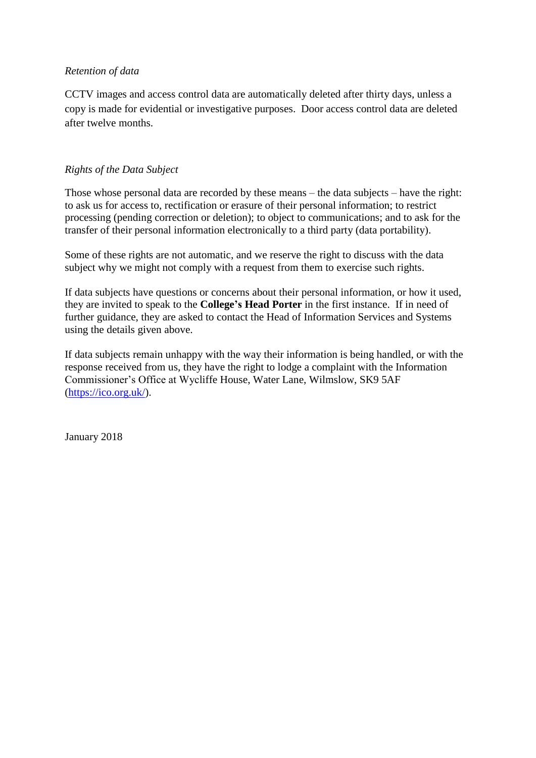*Retention of data*

CCTV images and access control data are automatically deleted after thirty days, unless a copy is made for evidential or investigative purposes. Door access control data are deleted after twelve months.

*Rights of the Data Subject*

Those whose personal data are recorded by these means – the data subjects – have the right: to ask us for access to, rectification or erasure of their personal information; to restrict processing (pending correction or deletion); to object to communications; and to ask for the transfer of their personal information electronically to a third party (data portability).

Some of these rights are not automatic, and we reserve the right to discuss with the data subject why we might not comply with a request from them to exercise such rights.

If data subjects have questions or concerns about their personal information, or how it used, they are invited to speak to the **College's Head Porter** in the first instance. If in need of further guidance, they are asked to contact the Head of Information Services and Systems using the details given above.

If data subjects remain unhappy with the way their information is being handled, or with the response received from us, they have the right to lodge a complaint with the Information Commissioner's Office at Wycliffe House, Water Lane, Wilmslow, SK9 5AF (https://ico.org.uk/).

January 2018